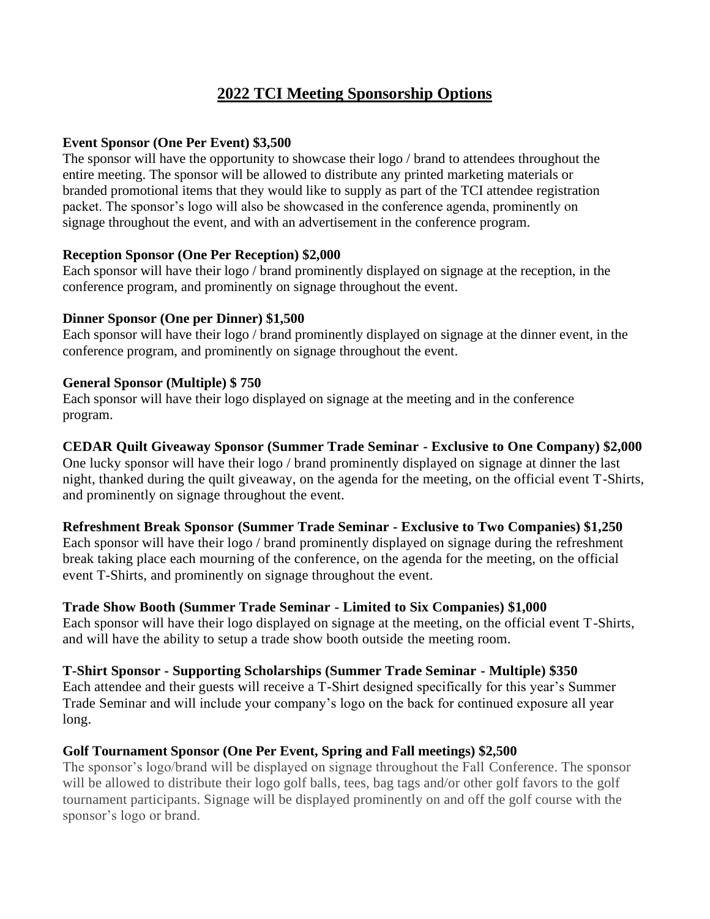# 2022 TCI Meeting Sponsorship Options

**Event Sponsor (One Per Event) $3,500**
The sponsor will have the opportunity to showcase their logo / brand to attendees throughout the entire meeting. The sponsor will be allowed to distribute any printed marketing materials or branded promotional items that they would like to supply as part of the TCI attendee registration packet. The sponsor's logo will also be showcased in the conference agenda, prominently on signage throughout the event, and with an advertisement in the conference program.

**Reception Sponsor (One Per Reception) $2,000**
Each sponsor will have their logo / brand prominently displayed on signage at the reception, in the conference program, and prominently on signage throughout the event.

**Dinner Sponsor (One per Dinner) $1,500**
Each sponsor will have their logo / brand prominently displayed on signage at the dinner event, in the conference program, and prominently on signage throughout the event.

**General Sponsor (Multiple) $ 750**
Each sponsor will have their logo displayed on signage at the meeting and in the conference program.

**CEDAR Quilt Giveaway Sponsor (Summer Trade Seminar - Exclusive to One Company) $2,000**
One lucky sponsor will have their logo / brand prominently displayed on signage at dinner the last night, thanked during the quilt giveaway, on the agenda for the meeting, on the official event T-Shirts, and prominently on signage throughout the event.

**Refreshment Break Sponsor (Summer Trade Seminar - Exclusive to Two Companies) $1,250**
Each sponsor will have their logo / brand prominently displayed on signage during the refreshment break taking place each mourning of the conference, on the agenda for the meeting, on the official event T-Shirts, and prominently on signage throughout the event.

**Trade Show Booth (Summer Trade Seminar - Limited to Six Companies) $1,000**
Each sponsor will have their logo displayed on signage at the meeting, on the official event T-Shirts, and will have the ability to setup a trade show booth outside the meeting room.

**T-Shirt Sponsor - Supporting Scholarships (Summer Trade Seminar - Multiple) $350**
Each attendee and their guests will receive a T-Shirt designed specifically for this year's Summer Trade Seminar and will include your company's logo on the back for continued exposure all year long.

**Golf Tournament Sponsor (One Per Event, Spring and Fall meetings) $2,500**
The sponsor's logo/brand will be displayed on signage throughout the Fall Conference. The sponsor will be allowed to distribute their logo golf balls, tees, bag tags and/or other golf favors to the golf tournament participants. Signage will be displayed prominently on and off the golf course with the sponsor's logo or brand.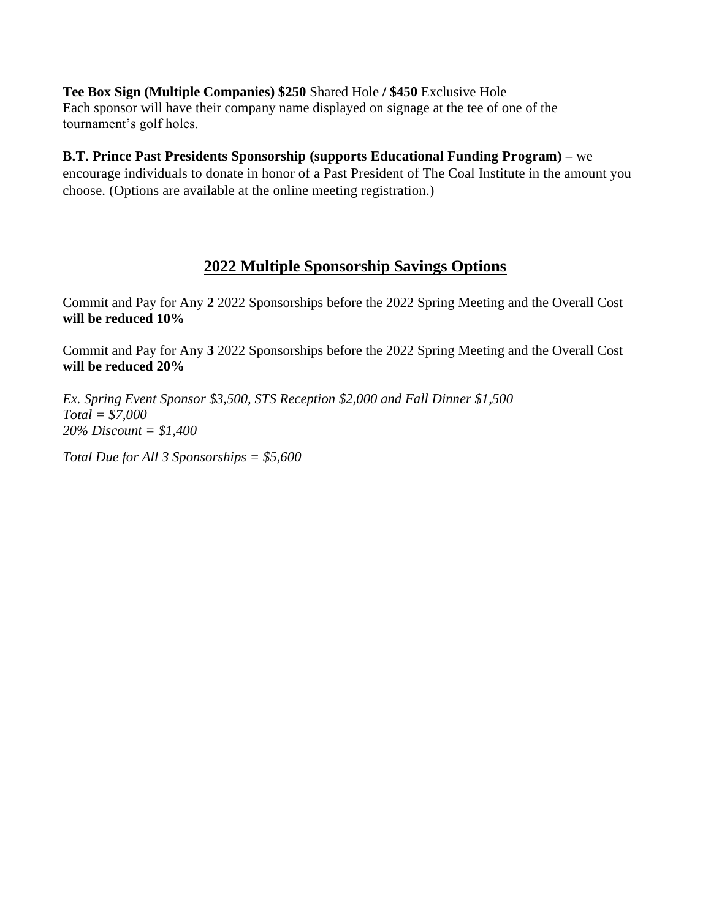**Tee Box Sign (Multiple Companies) $250** Shared Hole **/ $450** Exclusive Hole
Each sponsor will have their company name displayed on signage at the tee of one of the tournament's golf holes.

**B.T. Prince Past Presidents Sponsorship (supports Educational Funding Program) –** we encourage individuals to donate in honor of a Past President of The Coal Institute in the amount you choose. (Options are available at the online meeting registration.)

## 2022 Multiple Sponsorship Savings Options

Commit and Pay for Any **2** 2022 Sponsorships before the 2022 Spring Meeting and the Overall Cost **will be reduced 10%**

Commit and Pay for Any **3** 2022 Sponsorships before the 2022 Spring Meeting and the Overall Cost **will be reduced 20%**

*Ex. Spring Event Sponsor $3,500, STS Reception $2,000 and Fall Dinner $1,500*
*Total = $7,000*
*20% Discount = $1,400*

*Total Due for All 3 Sponsorships = $5,600*